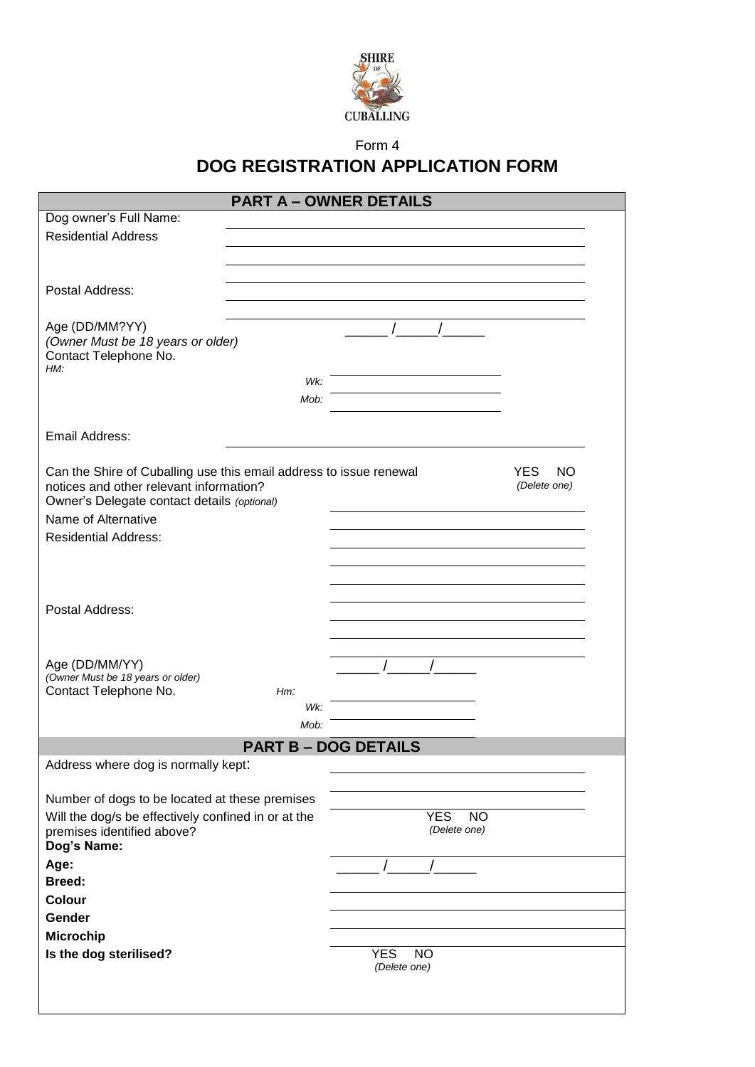SHIRE OF CUBALLING

Form 4

# DOG REGISTRATION APPLICATION FORM

## PART A – OWNER DETAILS

Dog owner's Full Name: ______________________________

Residential Address ______________________________

______________________________

______________________________

Postal Address: ______________________________

______________________________

Age (DD/MM?YY) _____ /_____/_____

*(Owner Must be 18 years or older)*

Contact Telephone No.

*HM:*

*Wk:* ______________________________

*Mob:* ______________________________

Email Address: ______________________________

Can the Shire of Cuballing use this email address to issue renewal notices and other relevant information? YES NO *(Delete one)*

Owner's Delegate contact details *(optional)*

Name of Alternative ______________________________

Residential Address: ______________________________

______________________________

______________________________

Postal Address: ______________________________

______________________________

Age (DD/MM/YY) _____ /_____/_____

*(Owner Must be 18 years or older)*

Contact Telephone No. *Hm:* ______________________________

*Wk:* ______________________________

*Mob:* ______________________________

## PART B – DOG DETAILS

Address where dog is normally kept: ______________________________

______________________________

Number of dogs to be located at these premises ______________________________

Will the dog/s be effectively confined in or at the premises identified above? YES NO *(Delete one)*

**Dog's Name:** ______________________________

**Age:** _____ /_____/_____

**Breed:** ______________________________

**Colour** ______________________________

**Gender** ______________________________

**Microchip** ______________________________

**Is the dog sterilised?** YES NO *(Delete one)*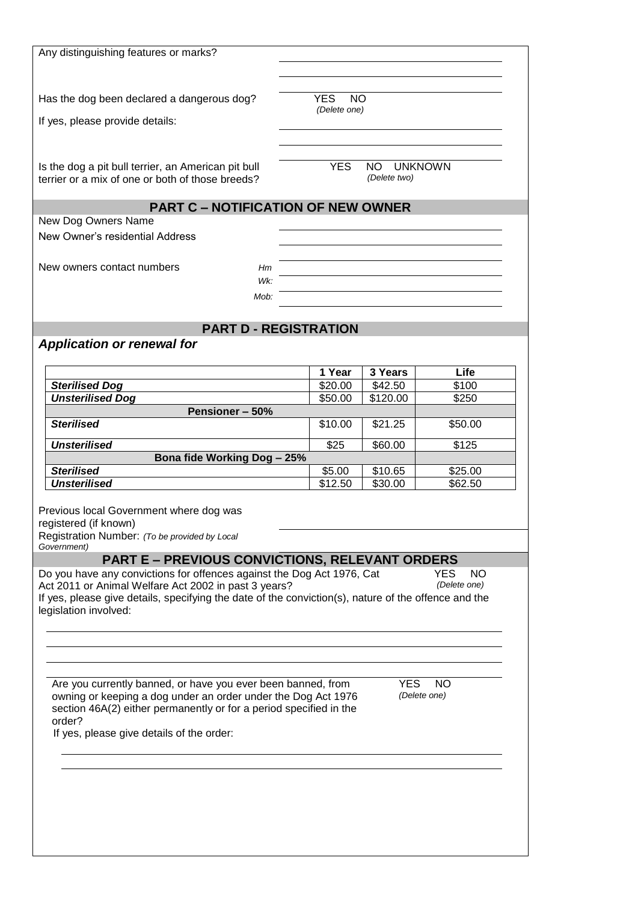Any distinguishing features or marks? \_\_\_\_\_\_\_\_\_\_\_\_\_\_\_\_\_\_\_\_

Has the dog been declared a dangerous dog? YES NO *(Delete one)*

If yes, please provide details: \_\_\_\_\_\_\_\_\_\_\_\_\_\_\_\_\_\_\_\_

Is the dog a pit bull terrier, an American pit bull terrier or a mix of one or both of those breeds? YES NO UNKNOWN *(Delete two)*

## PART C – NOTIFICATION OF NEW OWNER

New Dog Owners Name \_\_\_\_\_\_\_\_\_\_\_\_\_\_\_\_\_\_\_\_

New Owner's residential Address \_\_\_\_\_\_\_\_\_\_\_\_\_\_\_\_\_\_\_\_

New owners contact numbers
- *Hm* \_\_\_\_\_\_\_\_\_\_\_\_\_\_\_\_\_\_\_\_
- *Wk:* \_\_\_\_\_\_\_\_\_\_\_\_\_\_\_\_\_\_\_\_
- *Mob:* \_\_\_\_\_\_\_\_\_\_\_\_\_\_\_\_\_\_\_\_

## PART D - REGISTRATION

### *Application or renewal for*

| | 1 Year | 3 Years | Life |
|---|---|---|---|
| ***Sterilised Dog*** | $20.00 | $42.50 | $100 |
| ***Unsterilised Dog*** | $50.00 | $120.00 | $250 |
| **Pensioner – 50%** | | | |
| ***Sterilised*** | $10.00 | $21.25 | $50.00 |
| ***Unsterilised*** | $25 | $60.00 | $125 |
| **Bona fide Working Dog – 25%** | | | |
| ***Sterilised*** | $5.00 | $10.65 | $25.00 |
| ***Unsterilised*** | $12.50 | $30.00 | $62.50 |

Previous local Government where dog was registered (if known) \_\_\_\_\_\_\_\_\_\_\_\_\_\_\_\_\_\_\_\_

Registration Number: *(To be provided by Local Government)* \_\_\_\_\_\_\_\_\_\_\_\_\_\_\_\_\_\_\_\_

## PART E – PREVIOUS CONVICTIONS, RELEVANT ORDERS

Do you have any convictions for offences against the Dog Act 1976, Cat Act 2011 or Animal Welfare Act 2002 in past 3 years? YES NO *(Delete one)*

If yes, please give details, specifying the date of the conviction(s), nature of the offence and the legislation involved:

\_\_\_\_\_\_\_\_\_\_\_\_\_\_\_\_\_\_\_\_

\_\_\_\_\_\_\_\_\_\_\_\_\_\_\_\_\_\_\_\_

\_\_\_\_\_\_\_\_\_\_\_\_\_\_\_\_\_\_\_\_

Are you currently banned, or have you ever been banned, from owning or keeping a dog under an order under the Dog Act 1976 section 46A(2) either permanently or for a period specified in the order? YES NO *(Delete one)*

If yes, please give details of the order:

\_\_\_\_\_\_\_\_\_\_\_\_\_\_\_\_\_\_\_\_

\_\_\_\_\_\_\_\_\_\_\_\_\_\_\_\_\_\_\_\_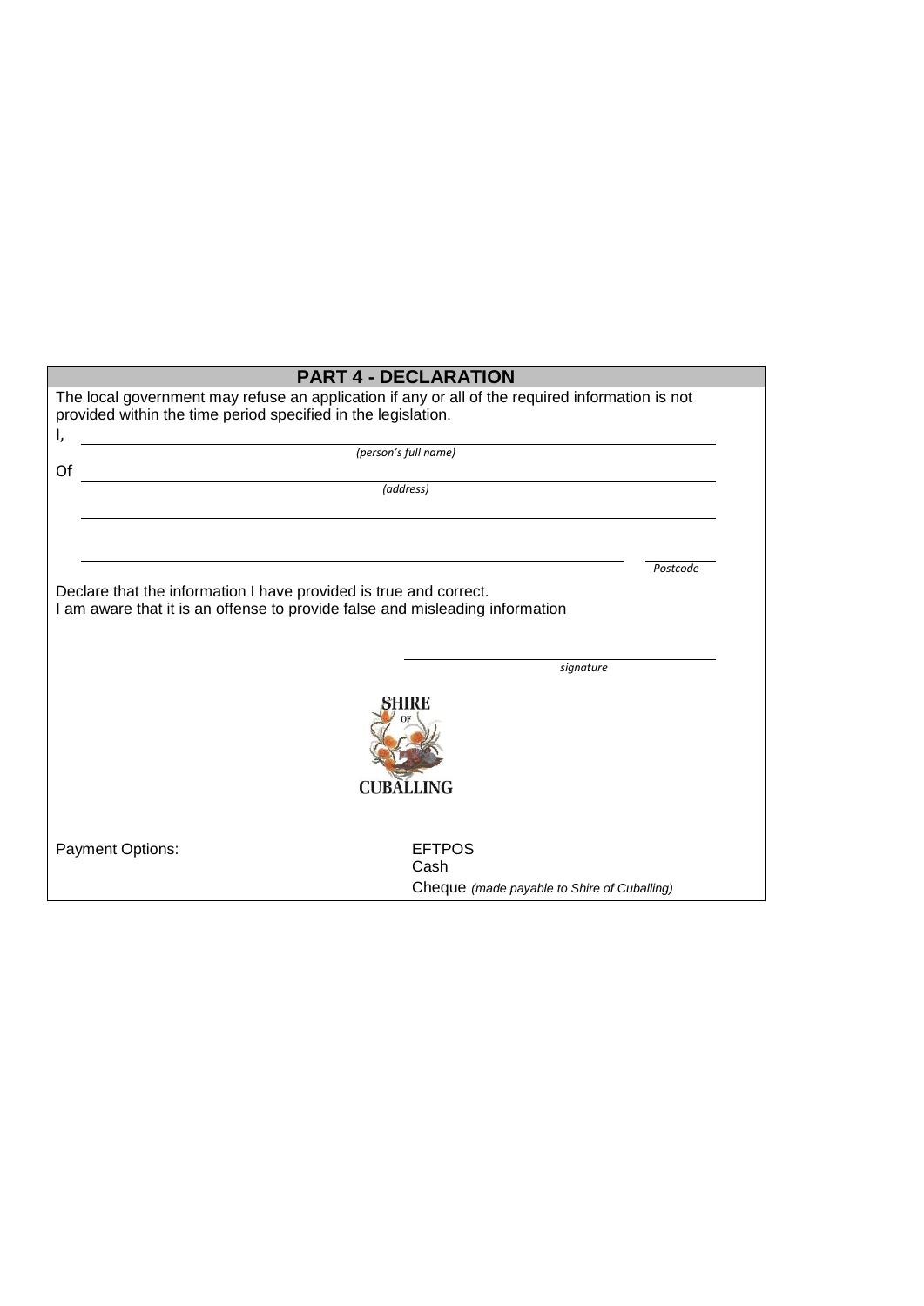## PART 4 - DECLARATION

The local government may refuse an application if any or all of the required information is not provided within the time period specified in the legislation.

I, ______________________________________________

*(person's full name)*

Of ______________________________________________

*(address)*

______________________________________________

______________________________________________ ________

*Postcode*

Declare that the information I have provided is true and correct.
I am aware that it is an offense to provide false and misleading information

______________________________

*signature*

SHIRE OF CUBALLING

Payment Options:

- EFTPOS
- Cash
- Cheque *(made payable to Shire of Cuballing)*